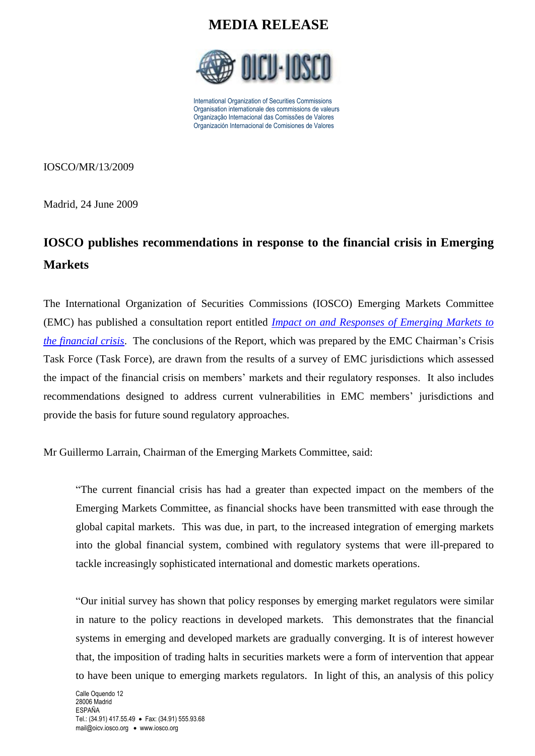# MEDIA RELEASE

International Organization of Securities Commissions
Organisation internationale des commissions de valeurs
Organização Internacional das Comissões de Valores
Organización Internacional de Comisiones de Valores

IOSCO/MR/13/2009

Madrid, 24 June 2009

## IOSCO publishes recommendations in response to the financial crisis in Emerging Markets

The International Organization of Securities Commissions (IOSCO) Emerging Markets Committee (EMC) has published a consultation report entitled *Impact on and Responses of Emerging Markets to the financial crisis*. The conclusions of the Report, which was prepared by the EMC Chairman's Crisis Task Force (Task Force), are drawn from the results of a survey of EMC jurisdictions which assessed the impact of the financial crisis on members' markets and their regulatory responses. It also includes recommendations designed to address current vulnerabilities in EMC members' jurisdictions and provide the basis for future sound regulatory approaches.

Mr Guillermo Larrain, Chairman of the Emerging Markets Committee, said:

> "The current financial crisis has had a greater than expected impact on the members of the Emerging Markets Committee, as financial shocks have been transmitted with ease through the global capital markets. This was due, in part, to the increased integration of emerging markets into the global financial system, combined with regulatory systems that were ill-prepared to tackle increasingly sophisticated international and domestic markets operations.
>
> "Our initial survey has shown that policy responses by emerging market regulators were similar in nature to the policy reactions in developed markets. This demonstrates that the financial systems in emerging and developed markets are gradually converging. It is of interest however that, the imposition of trading halts in securities markets were a form of intervention that appear to have been unique to emerging markets regulators. In light of this, an analysis of this policy

Calle Oquendo 12
28006 Madrid
ESPAÑA
Tel.: (34.91) 417.55.49 • Fax: (34.91) 555.93.68
mail@oicv.iosco.org • www.iosco.org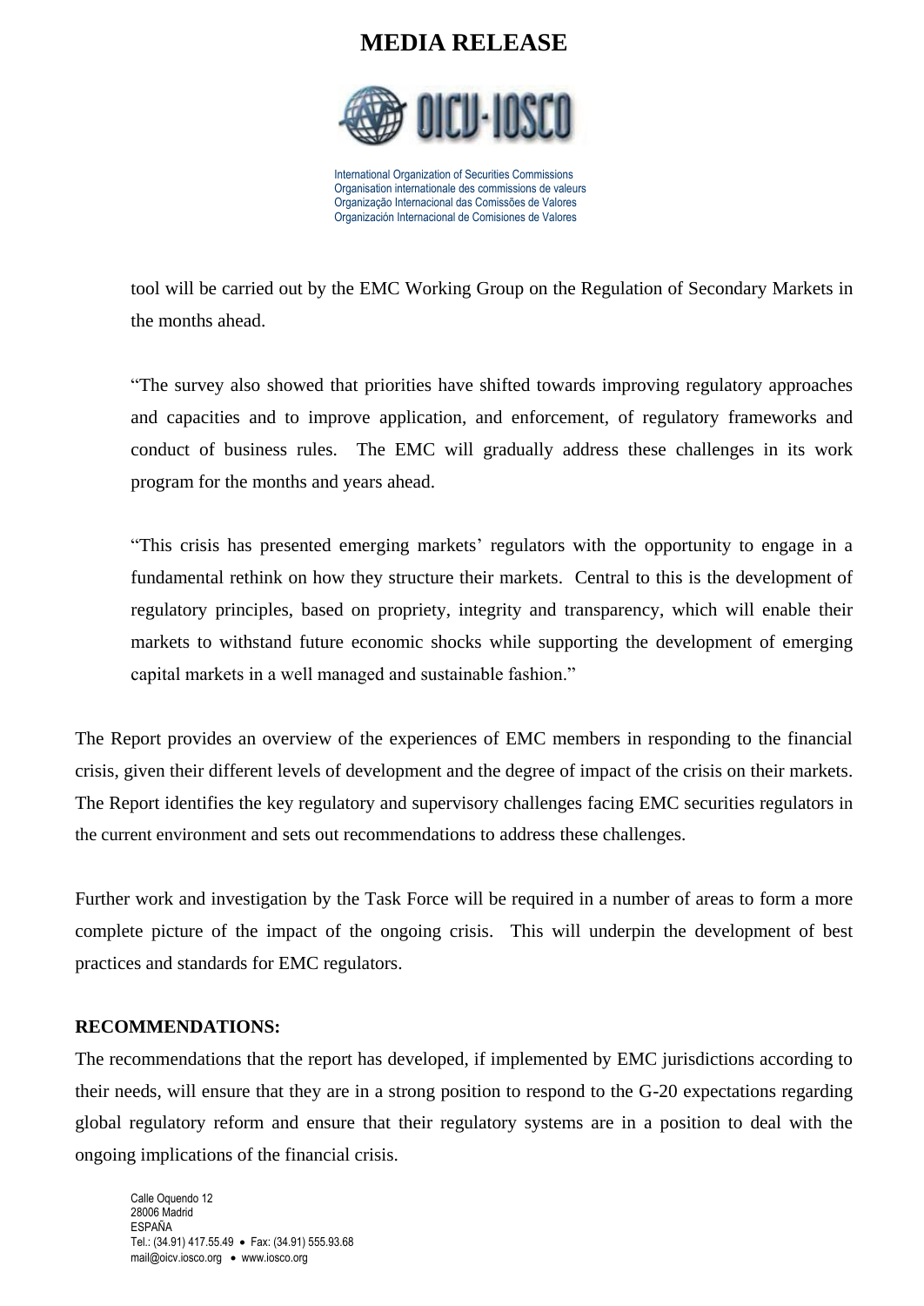tool will be carried out by the EMC Working Group on the Regulation of Secondary Markets in the months ahead.

"The survey also showed that priorities have shifted towards improving regulatory approaches and capacities and to improve application, and enforcement, of regulatory frameworks and conduct of business rules. The EMC will gradually address these challenges in its work program for the months and years ahead.

"This crisis has presented emerging markets' regulators with the opportunity to engage in a fundamental rethink on how they structure their markets. Central to this is the development of regulatory principles, based on propriety, integrity and transparency, which will enable their markets to withstand future economic shocks while supporting the development of emerging capital markets in a well managed and sustainable fashion."

The Report provides an overview of the experiences of EMC members in responding to the financial crisis, given their different levels of development and the degree of impact of the crisis on their markets. The Report identifies the key regulatory and supervisory challenges facing EMC securities regulators in the current environment and sets out recommendations to address these challenges.

Further work and investigation by the Task Force will be required in a number of areas to form a more complete picture of the impact of the ongoing crisis. This will underpin the development of best practices and standards for EMC regulators.

**RECOMMENDATIONS:**

The recommendations that the report has developed, if implemented by EMC jurisdictions according to their needs, will ensure that they are in a strong position to respond to the G-20 expectations regarding global regulatory reform and ensure that their regulatory systems are in a position to deal with the ongoing implications of the financial crisis.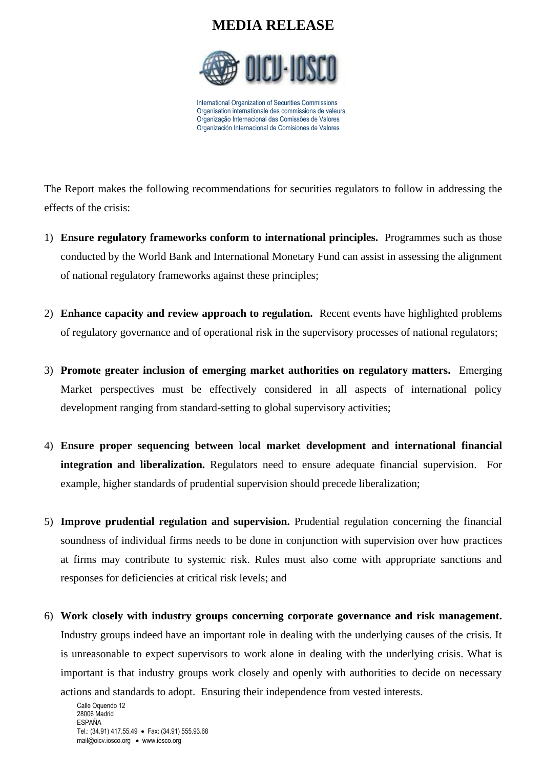# MEDIA RELEASE

International Organization of Securities Commissions
Organisation internationale des commissions de valeurs
Organização Internacional das Comissões de Valores
Organización Internacional de Comisiones de Valores

The Report makes the following recommendations for securities regulators to follow in addressing the effects of the crisis:

1) **Ensure regulatory frameworks conform to international principles.** Programmes such as those conducted by the World Bank and International Monetary Fund can assist in assessing the alignment of national regulatory frameworks against these principles;

2) **Enhance capacity and review approach to regulation.** Recent events have highlighted problems of regulatory governance and of operational risk in the supervisory processes of national regulators;

3) **Promote greater inclusion of emerging market authorities on regulatory matters.** Emerging Market perspectives must be effectively considered in all aspects of international policy development ranging from standard-setting to global supervisory activities;

4) **Ensure proper sequencing between local market development and international financial integration and liberalization.** Regulators need to ensure adequate financial supervision. For example, higher standards of prudential supervision should precede liberalization;

5) **Improve prudential regulation and supervision.** Prudential regulation concerning the financial soundness of individual firms needs to be done in conjunction with supervision over how practices at firms may contribute to systemic risk. Rules must also come with appropriate sanctions and responses for deficiencies at critical risk levels; and

6) **Work closely with industry groups concerning corporate governance and risk management.** Industry groups indeed have an important role in dealing with the underlying causes of the crisis. It is unreasonable to expect supervisors to work alone in dealing with the underlying crisis. What is important is that industry groups work closely and openly with authorities to decide on necessary actions and standards to adopt. Ensuring their independence from vested interests.

Calle Oquendo 12
28006 Madrid
ESPAÑA
Tel.: (34.91) 417.55.49 • Fax: (34.91) 555.93.68
mail@oicv.iosco.org • www.iosco.org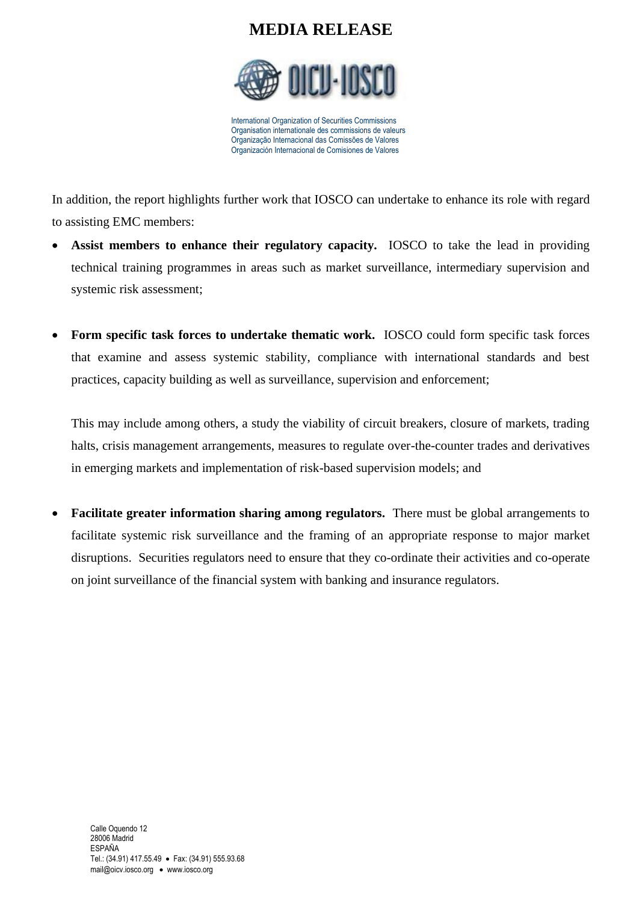# MEDIA RELEASE

In addition, the report highlights further work that IOSCO can undertake to enhance its role with regard to assisting EMC members:

- **Assist members to enhance their regulatory capacity.** IOSCO to take the lead in providing technical training programmes in areas such as market surveillance, intermediary supervision and systemic risk assessment;

- **Form specific task forces to undertake thematic work.** IOSCO could form specific task forces that examine and assess systemic stability, compliance with international standards and best practices, capacity building as well as surveillance, supervision and enforcement;

  This may include among others, a study the viability of circuit breakers, closure of markets, trading halts, crisis management arrangements, measures to regulate over-the-counter trades and derivatives in emerging markets and implementation of risk-based supervision models; and

- **Facilitate greater information sharing among regulators.** There must be global arrangements to facilitate systemic risk surveillance and the framing of an appropriate response to major market disruptions. Securities regulators need to ensure that they co-ordinate their activities and co-operate on joint surveillance of the financial system with banking and insurance regulators.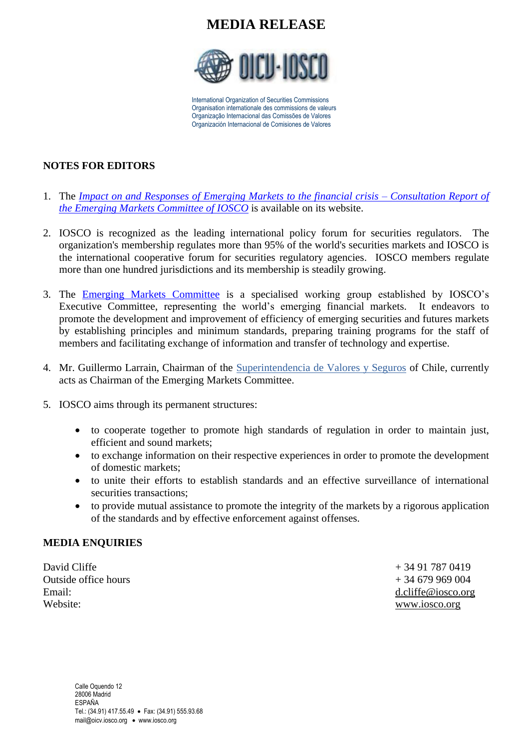# MEDIA RELEASE

International Organization of Securities Commissions
Organisation internationale des commissions de valeurs
Organização Internacional das Comissões de Valores
Organización Internacional de Comisiones de Valores

## NOTES FOR EDITORS

1. The *Impact on and Responses of Emerging Markets to the financial crisis – Consultation Report of the Emerging Markets Committee of IOSCO* is available on its website.

2. IOSCO is recognized as the leading international policy forum for securities regulators. The organization's membership regulates more than 95% of the world's securities markets and IOSCO is the international cooperative forum for securities regulatory agencies. IOSCO members regulate more than one hundred jurisdictions and its membership is steadily growing.

3. The Emerging Markets Committee is a specialised working group established by IOSCO's Executive Committee, representing the world's emerging financial markets. It endeavors to promote the development and improvement of efficiency of emerging securities and futures markets by establishing principles and minimum standards, preparing training programs for the staff of members and facilitating exchange of information and transfer of technology and expertise.

4. Mr. Guillermo Larrain, Chairman of the Superintendencia de Valores y Seguros of Chile, currently acts as Chairman of the Emerging Markets Committee.

5. IOSCO aims through its permanent structures:

   - to cooperate together to promote high standards of regulation in order to maintain just, efficient and sound markets;
   - to exchange information on their respective experiences in order to promote the development of domestic markets;
   - to unite their efforts to establish standards and an effective surveillance of international securities transactions;
   - to provide mutual assistance to promote the integrity of the markets by a rigorous application of the standards and by effective enforcement against offenses.

## MEDIA ENQUIRIES

| | |
|---|---|
| David Cliffe | + 34 91 787 0419 |
| Outside office hours | + 34 679 969 004 |
| Email: | d.cliffe@iosco.org |
| Website: | www.iosco.org |

Calle Oquendo 12
28006 Madrid
ESPAÑA
Tel.: (34.91) 417.55.49 • Fax: (34.91) 555.93.68
mail@oicv.iosco.org • www.iosco.org